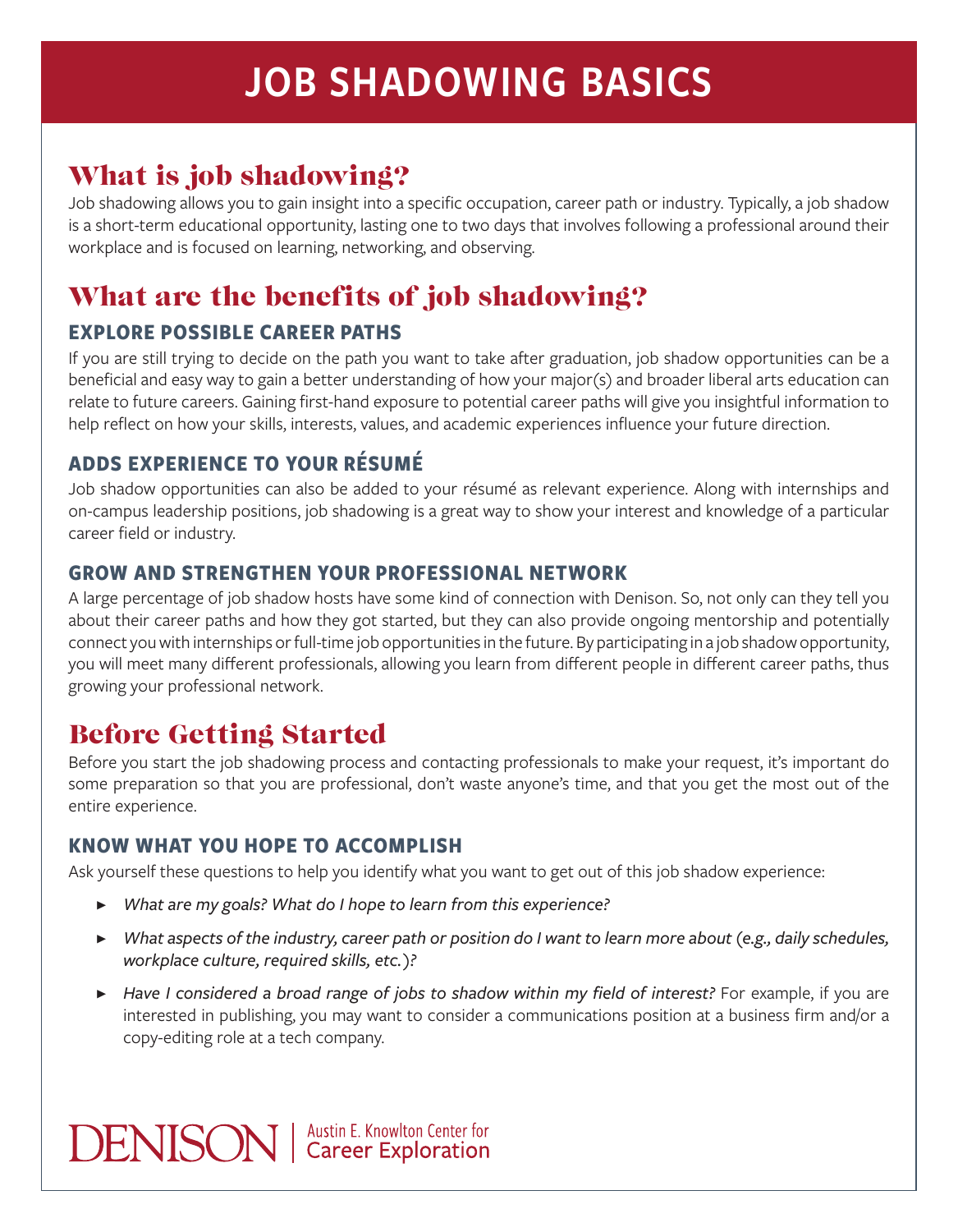# JOB SHADOWING BASICS

## What is job shadowing?

Job shadowing allows you to gain insight into a specific occupation, career path or industry. Typically, a job shadow is a short-term educational opportunity, lasting one to two days that involves following a professional around their workplace and is focused on learning, networking, and observing.

## What are the benefits of job shadowing?

### EXPLORE POSSIBLE CAREER PATHS

If you are still trying to decide on the path you want to take after graduation, job shadow opportunities can be a beneficial and easy way to gain a better understanding of how your major(s) and broader liberal arts education can relate to future careers. Gaining first-hand exposure to potential career paths will give you insightful information to help reflect on how your skills, interests, values, and academic experiences influence your future direction.

### ADDS EXPERIENCE TO YOUR RÉSUMÉ

Job shadow opportunities can also be added to your résumé as relevant experience. Along with internships and on-campus leadership positions, job shadowing is a great way to show your interest and knowledge of a particular career field or industry.

### GROW AND STRENGTHEN YOUR PROFESSIONAL NETWORK

A large percentage of job shadow hosts have some kind of connection with Denison. So, not only can they tell you about their career paths and how they got started, but they can also provide ongoing mentorship and potentially connect you with internships or full-time job opportunities in the future. By participating in a job shadow opportunity, you will meet many different professionals, allowing you learn from different people in different career paths, thus growing your professional network.

## Before Getting Started

Before you start the job shadowing process and contacting professionals to make your request, it's important do some preparation so that you are professional, don't waste anyone's time, and that you get the most out of the entire experience.

### KNOW WHAT YOU HOPE TO ACCOMPLISH

Ask yourself these questions to help you identify what you want to get out of this job shadow experience:

- *What are my goals? What do I hope to learn from this experience?*
- *What aspects of the industry, career path or position do I want to learn more about (e.g., daily schedules, workplace culture, required skills, etc.)?*
- *Have I considered a broad range of jobs to shadow within my field of interest?* For example, if you are interested in publishing, you may want to consider a communications position at a business firm and/or a copy-editing role at a tech company.

DENISON | Austin E. Knowlton Center for Career Exploration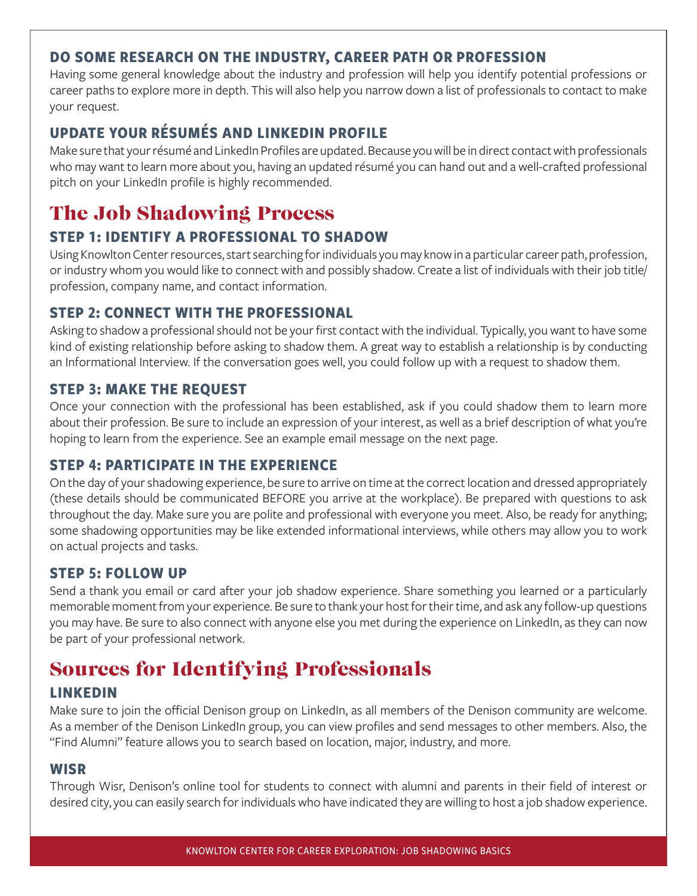### DO SOME RESEARCH ON THE INDUSTRY, CAREER PATH OR PROFESSION

Having some general knowledge about the industry and profession will help you identify potential professions or career paths to explore more in depth. This will also help you narrow down a list of professionals to contact to make your request.

### UPDATE YOUR RÉSUMÉS AND LINKEDIN PROFILE

Make sure that your résumé and LinkedIn Profiles are updated. Because you will be in direct contact with professionals who may want to learn more about you, having an updated résumé you can hand out and a well-crafted professional pitch on your LinkedIn profile is highly recommended.

## The Job Shadowing Process

### STEP 1: IDENTIFY A PROFESSIONAL TO SHADOW

Using Knowlton Center resources, start searching for individuals you may know in a particular career path, profession, or industry whom you would like to connect with and possibly shadow. Create a list of individuals with their job title/profession, company name, and contact information.

### STEP 2: CONNECT WITH THE PROFESSIONAL

Asking to shadow a professional should not be your first contact with the individual. Typically, you want to have some kind of existing relationship before asking to shadow them. A great way to establish a relationship is by conducting an Informational Interview. If the conversation goes well, you could follow up with a request to shadow them.

### STEP 3: MAKE THE REQUEST

Once your connection with the professional has been established, ask if you could shadow them to learn more about their profession. Be sure to include an expression of your interest, as well as a brief description of what you're hoping to learn from the experience. See an example email message on the next page.

### STEP 4: PARTICIPATE IN THE EXPERIENCE

On the day of your shadowing experience, be sure to arrive on time at the correct location and dressed appropriately (these details should be communicated BEFORE you arrive at the workplace). Be prepared with questions to ask throughout the day. Make sure you are polite and professional with everyone you meet. Also, be ready for anything; some shadowing opportunities may be like extended informational interviews, while others may allow you to work on actual projects and tasks.

### STEP 5: FOLLOW UP

Send a thank you email or card after your job shadow experience. Share something you learned or a particularly memorable moment from your experience. Be sure to thank your host for their time, and ask any follow-up questions you may have. Be sure to also connect with anyone else you met during the experience on LinkedIn, as they can now be part of your professional network.

## Sources for Identifying Professionals

### LINKEDIN

Make sure to join the official Denison group on LinkedIn, as all members of the Denison community are welcome. As a member of the Denison LinkedIn group, you can view profiles and send messages to other members. Also, the "Find Alumni" feature allows you to search based on location, major, industry, and more.

### WISR

Through Wisr, Denison's online tool for students to connect with alumni and parents in their field of interest or desired city, you can easily search for individuals who have indicated they are willing to host a job shadow experience.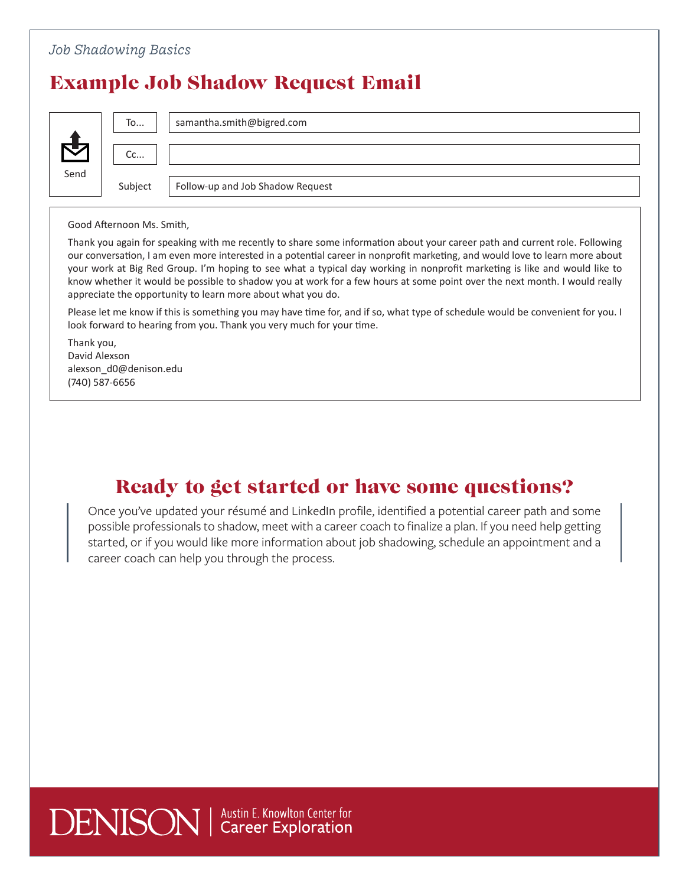*Job Shadowing Basics*

# Example Job Shadow Request Email

Send

To... samantha.smith@bigred.com

Cc...

Subject: Follow-up and Job Shadow Request

Good Afternoon Ms. Smith,

Thank you again for speaking with me recently to share some information about your career path and current role. Following our conversation, I am even more interested in a potential career in nonprofit marketing, and would love to learn more about your work at Big Red Group. I'm hoping to see what a typical day working in nonprofit marketing is like and would like to know whether it would be possible to shadow you at work for a few hours at some point over the next month. I would really appreciate the opportunity to learn more about what you do.

Please let me know if this is something you may have time for, and if so, what type of schedule would be convenient for you. I look forward to hearing from you. Thank you very much for your time.

Thank you,
David Alexson
alexson_d0@denison.edu
(740) 587-6656

## Ready to get started or have some questions?

Once you've updated your résumé and LinkedIn profile, identified a potential career path and some possible professionals to shadow, meet with a career coach to finalize a plan. If you need help getting started, or if you would like more information about job shadowing, schedule an appointment and a career coach can help you through the process.

DENISON | Austin E. Knowlton Center for Career Exploration